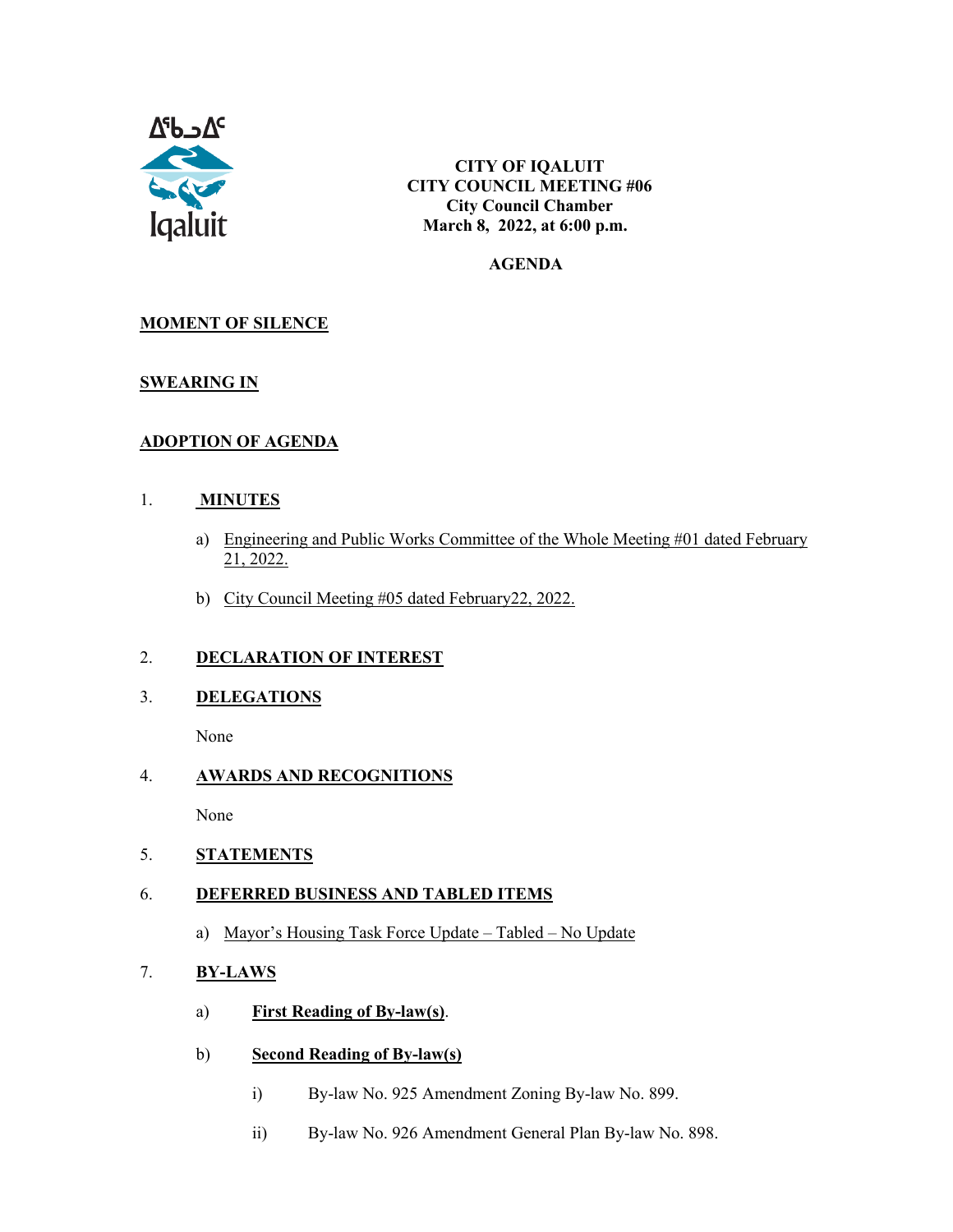ᐃᖃᓗᐃᑦ
Iqaluit

**CITY OF IQALUIT**
**CITY COUNCIL MEETING #06**
**City Council Chamber**
**March 8, 2022, at 6:00 p.m.**

**AGENDA**

**MOMENT OF SILENCE**

**SWEARING IN**

**ADOPTION OF AGENDA**

1. **MINUTES**

   a) Engineering and Public Works Committee of the Whole Meeting #01 dated February 21, 2022.

   b) City Council Meeting #05 dated February22, 2022.

2. **DECLARATION OF INTEREST**

3. **DELEGATIONS**

   None

4. **AWARDS AND RECOGNITIONS**

   None

5. **STATEMENTS**

6. **DEFERRED BUSINESS AND TABLED ITEMS**

   a) Mayor's Housing Task Force Update – Tabled – No Update

7. **BY-LAWS**

   a) **First Reading of By-law(s)**.

   b) **Second Reading of By-law(s)**

      i) By-law No. 925 Amendment Zoning By-law No. 899.

      ii) By-law No. 926 Amendment General Plan By-law No. 898.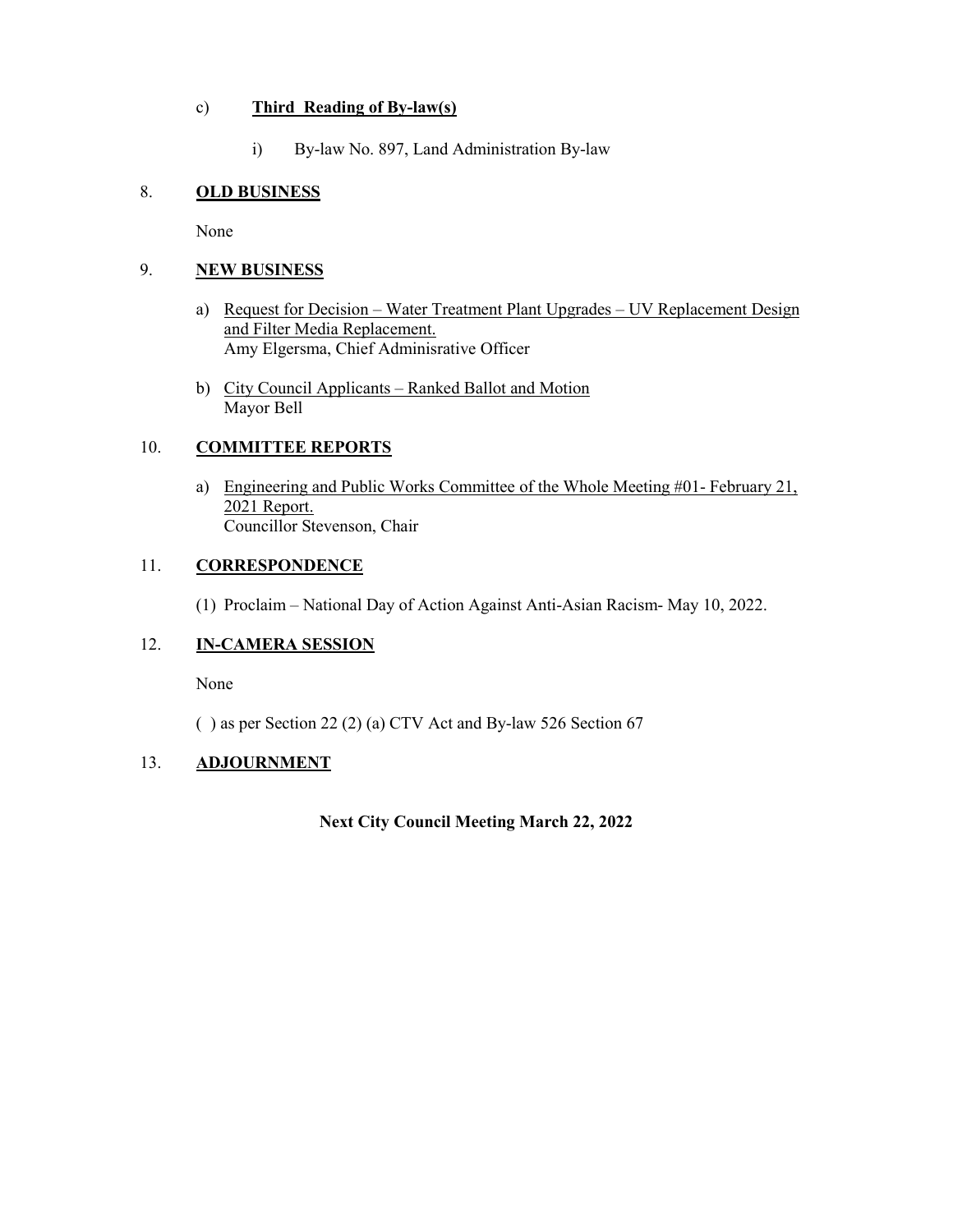c) **Third Reading of By-law(s)**

   i) By-law No. 897, Land Administration By-law

## 8. OLD BUSINESS

None

## 9. NEW BUSINESS

a) Request for Decision – Water Treatment Plant Upgrades – UV Replacement Design and Filter Media Replacement.
   Amy Elgersma, Chief Adminisrative Officer

b) City Council Applicants – Ranked Ballot and Motion
   Mayor Bell

## 10. COMMITTEE REPORTS

a) Engineering and Public Works Committee of the Whole Meeting #01- February 21, 2021 Report.
   Councillor Stevenson, Chair

## 11. CORRESPONDENCE

(1) Proclaim – National Day of Action Against Anti-Asian Racism- May 10, 2022.

## 12. IN-CAMERA SESSION

None

( ) as per Section 22 (2) (a) CTV Act and By-law 526 Section 67

## 13. ADJOURNMENT

**Next City Council Meeting March 22, 2022**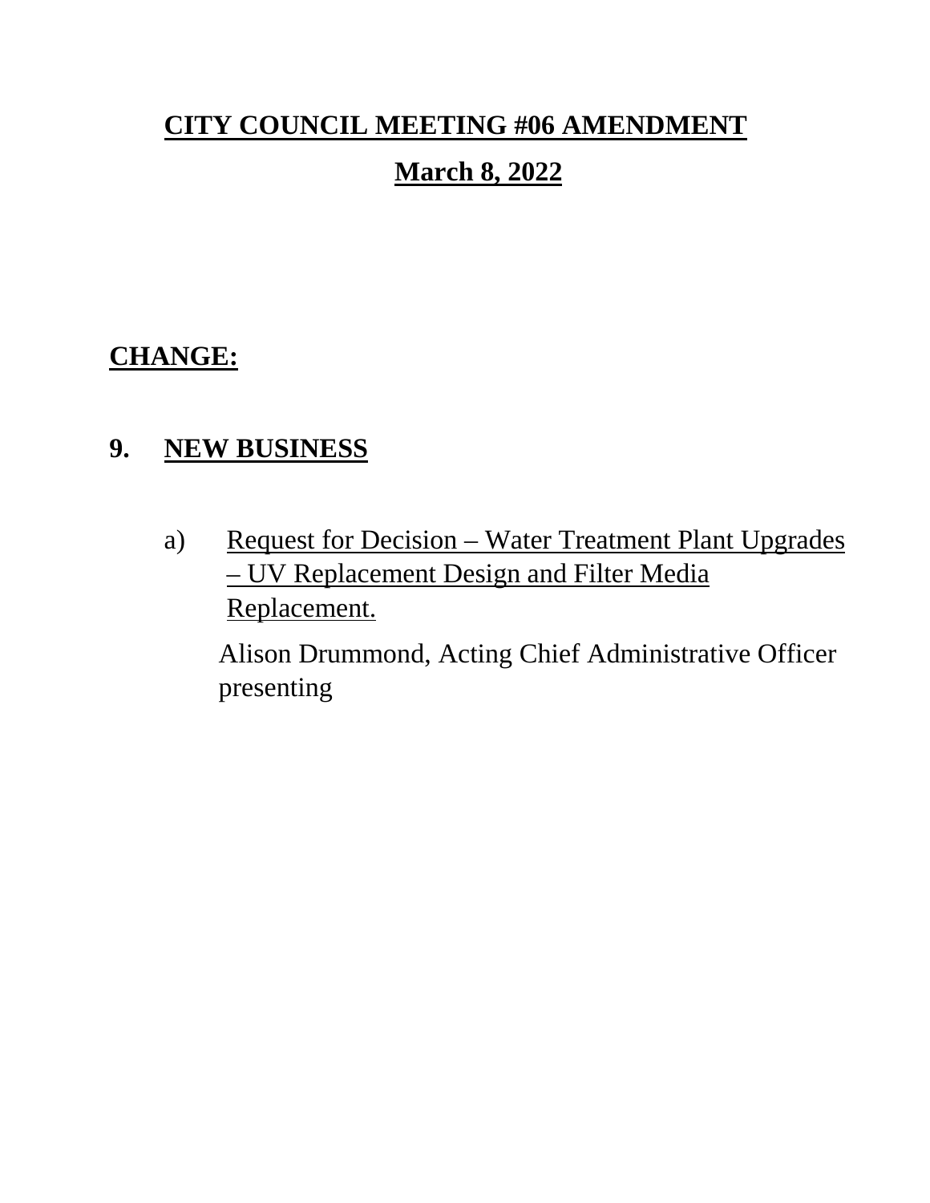# CITY COUNCIL MEETING #06 AMENDMENT

## March 8, 2022

**CHANGE:**

## 9. NEW BUSINESS

a) Request for Decision – Water Treatment Plant Upgrades – UV Replacement Design and Filter Media Replacement.

Alison Drummond, Acting Chief Administrative Officer presenting